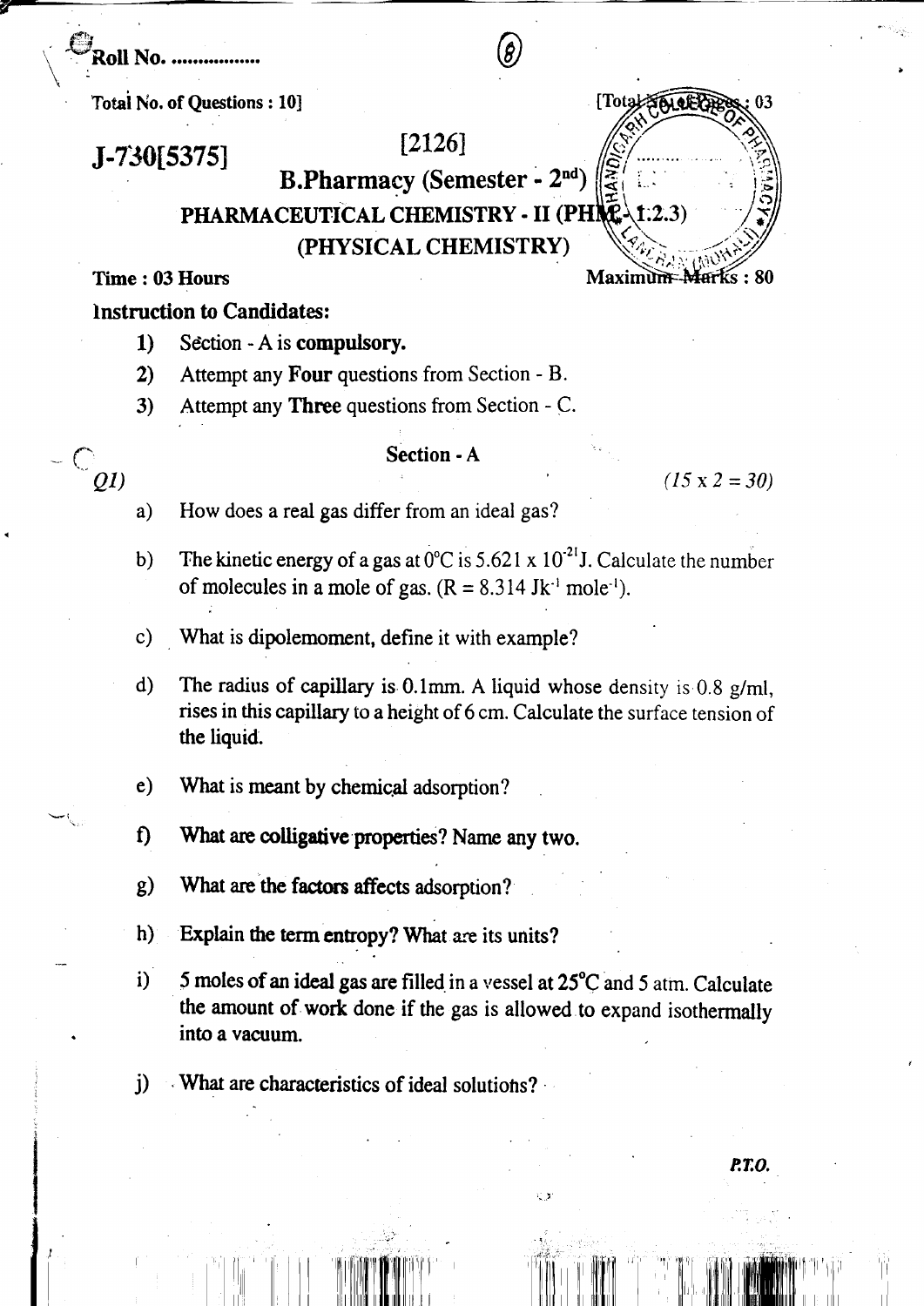Roll No. .................

Total No. of Questions : 10]

[Total No. of Pages : 03

**J-730[5375]**

**[2126]**

## B.Pharmacy (Semester - 2nd)

## PHARMACEUTICAL CHEMISTRY - II (PHM - 1.2.3)

## (PHYSICAL CHEMISTRY)

**Time : 03 Hours**

**Maximum Marks : 80**

**Instruction to Candidates:**

1) Section - A is **compulsory.**
2) Attempt any **Four** questions from Section - B.
3) Attempt any **Three** questions from Section - C.

### Section - A

*Q1)* *(15 x 2 = 30)*

a) How does a real gas differ from an ideal gas?

b) The kinetic energy of a gas at 0°C is $5.621 \times 10^{-21}$ J. Calculate the number of molecules in a mole of gas. ($R = 8.314$ $Jk^{-1}$ $mole^{-1}$).

c) What is dipolemoment, define it with example?

d) The radius of capillary is 0.1mm. A liquid whose density is 0.8 g/ml, rises in this capillary to a height of 6 cm. Calculate the surface tension of the liquid.

e) What is meant by chemical adsorption?

f) What are colligative properties? Name any two.

g) What are the factors affects adsorption?

h) Explain the term entropy? What are its units?

i) 5 moles of an ideal gas are filled in a vessel at 25°C and 5 atm. Calculate the amount of work done if the gas is allowed to expand isothermally into a vacuum.

j) What are characteristics of ideal solutions?

*P.T.O.*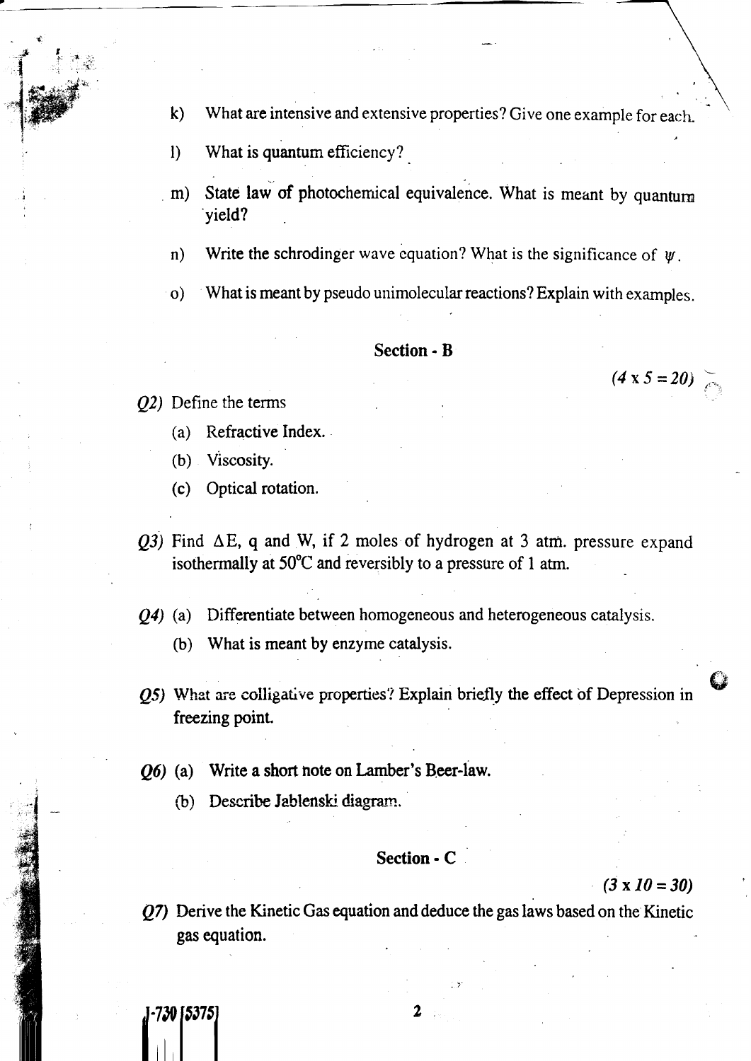k) What are intensive and extensive properties? Give one example for each.

l) What is quantum efficiency?

m) State law of photochemical equivalence. What is meant by quantum yield?

n) Write the schrodinger wave equation? What is the significance of $\psi$.

o) What is meant by pseudo unimolecular reactions? Explain with examples.

## Section - B

*$(4 \times 5 = 20)$*

*Q2)* Define the terms

(a) Refractive Index.

(b) Viscosity.

(c) Optical rotation.

*Q3)* Find $\Delta E$, q and W, if 2 moles of hydrogen at 3 atm. pressure expand isothermally at $50^{\circ}C$ and reversibly to a pressure of 1 atm.

*Q4)* (a) Differentiate between homogeneous and heterogeneous catalysis.

(b) What is meant by enzyme catalysis.

*Q5)* What are colligative properties? Explain briefly the effect of Depression in freezing point.

*Q6)* (a) Write a short note on Lamber's Beer-law.

(b) Describe Jablenski diagram.

## Section - C

*$(3 \times 10 = 30)$*

*Q7)* Derive the Kinetic Gas equation and deduce the gas laws based on the Kinetic gas equation.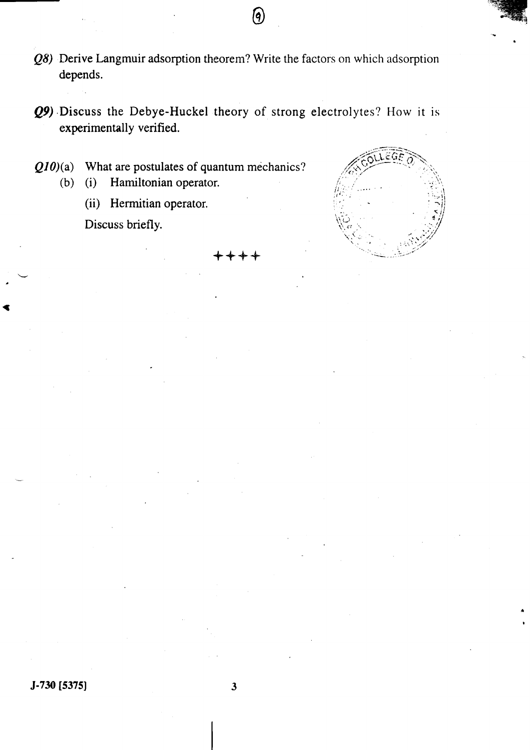***Q8)*** Derive Langmuir adsorption theorem? Write the factors on which adsorption depends.

***Q9)*** Discuss the Debye-Huckel theory of strong electrolytes? How it is experimentally verified.

***Q10)***(a) What are postulates of quantum mechanics?

(b) (i) Hamiltonian operator.

(ii) Hermitian operator.

Discuss briefly.

++++

**J-730 [5375]**